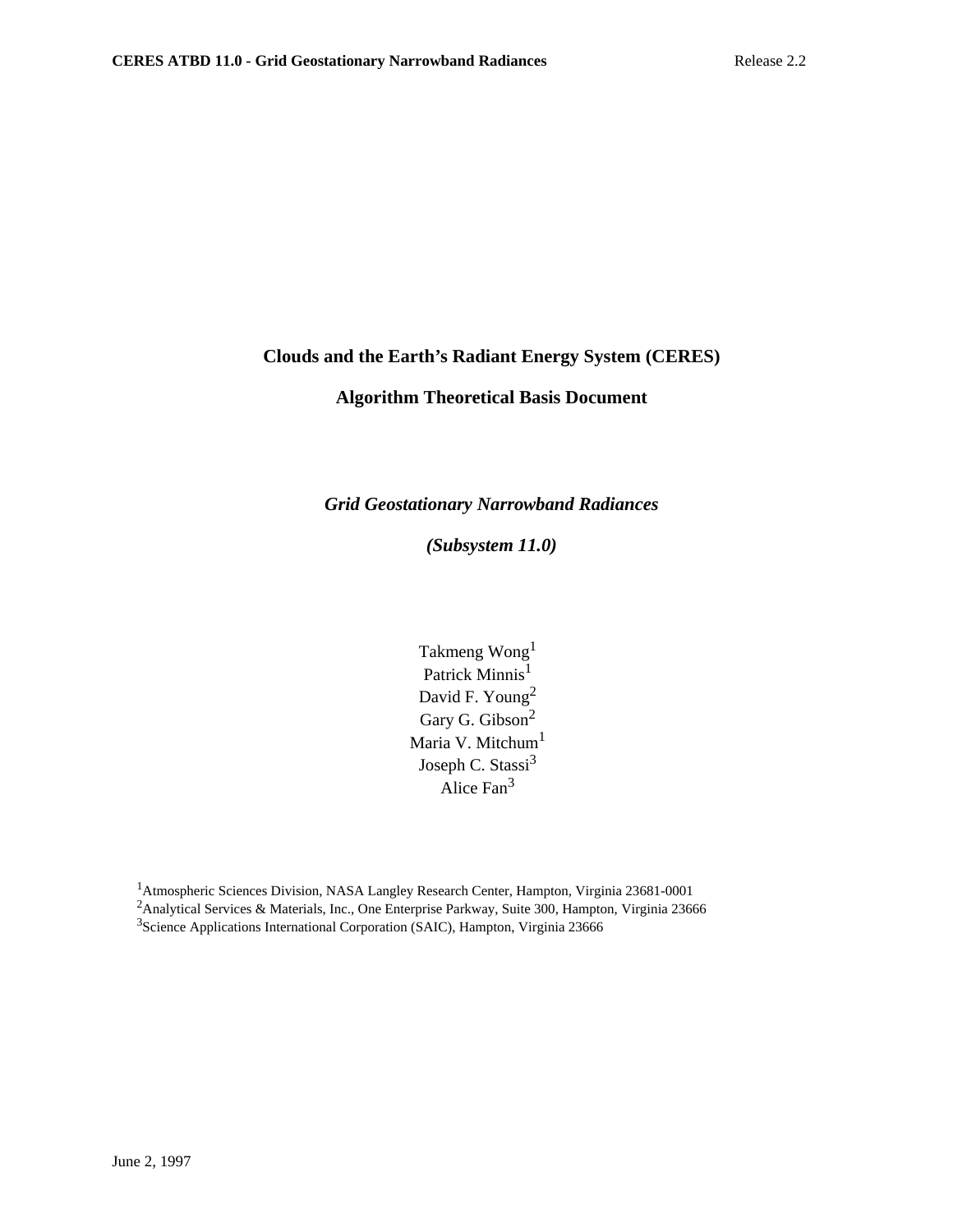# Clouds and the Earth's Radiant Energy System (CERES)

# Algorithm Theoretical Basis Document

## *Grid Geostationary Narrowband Radiances*

## *(Subsystem 11.0)*

Takmeng Wong[1]
Patrick Minnis[1]
David F. Young[2]
Gary G. Gibson[2]
Maria V. Mitchum[1]
Joseph C. Stassi[3]
Alice Fan[3]

[1]Atmospheric Sciences Division, NASA Langley Research Center, Hampton, Virginia 23681-0001
[2]Analytical Services & Materials, Inc., One Enterprise Parkway, Suite 300, Hampton, Virginia 23666
[3]Science Applications International Corporation (SAIC), Hampton, Virginia 23666

June 2, 1997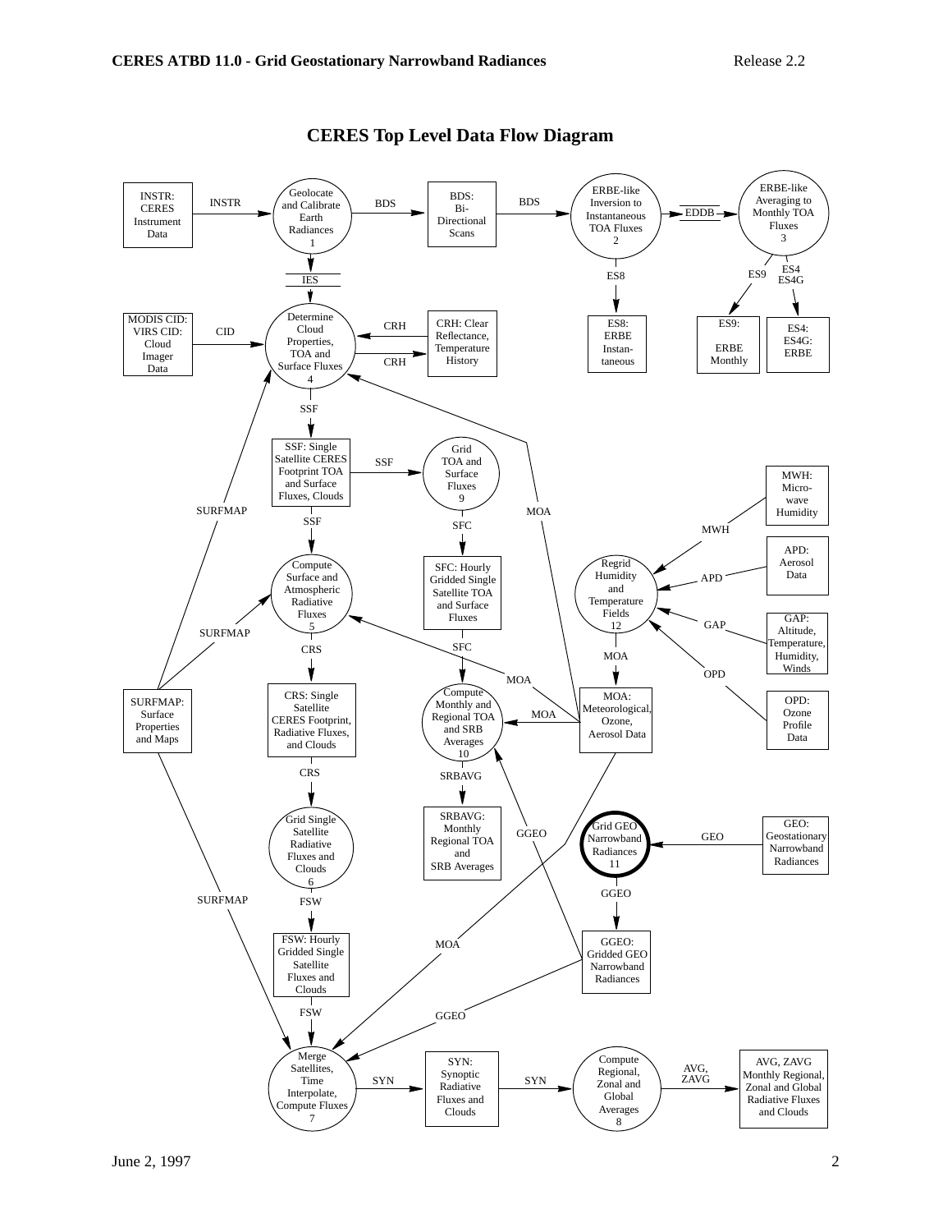# CERES Top Level Data Flow Diagram

INSTR: CERES Instrument Data → INSTR → Geolocate and Calibrate Earth Radiances 1 → BDS → BDS: Bi-Directional Scans → BDS → ERBE-like Inversion to Instantaneous TOA Fluxes 2 → EDDB → ERBE-like Averaging to Monthly TOA Fluxes 3

ERBE-like Inversion to Instantaneous TOA Fluxes 2 → ES8 → ES8: ERBE Instantaneous

ERBE-like Averaging to Monthly TOA Fluxes 3 → ES9 → ES9: ERBE Monthly

ERBE-like Averaging to Monthly TOA Fluxes 3 → ES4, ES4G → ES4: ES4G: ERBE

Geolocate and Calibrate Earth Radiances 1 → IES → Determine Cloud Properties, TOA and Surface Fluxes 4

MODIS CID: VIRS CID: Cloud Imager Data → CID → Determine Cloud Properties, TOA and Surface Fluxes 4

CRH: Clear Reflectance, Temperature History ↔ CRH ↔ Determine Cloud Properties, TOA and Surface Fluxes 4

Determine Cloud Properties, TOA and Surface Fluxes 4 → SSF → SSF: Single Satellite CERES Footprint TOA and Surface Fluxes, Clouds

SSF: Single Satellite CERES Footprint TOA and Surface Fluxes, Clouds → SSF → Grid TOA and Surface Fluxes 9 → SFC → SFC: Hourly Gridded Single Satellite TOA and Surface Fluxes → SFC → Compute Monthly and Regional TOA and SRB Averages 10 → SRBAVG → SRBAVG: Monthly Regional TOA and SRB Averages

SSF: Single Satellite CERES Footprint TOA and Surface Fluxes, Clouds → SSF → Compute Surface and Atmospheric Radiative Fluxes 5 → CRS → CRS: Single Satellite CERES Footprint, Radiative Fluxes, and Clouds → CRS → Grid Single Satellite Radiative Fluxes and Clouds 6 → FSW → FSW: Hourly Gridded Single Satellite Fluxes and Clouds → FSW → Merge Satellites, Time Interpolate, Compute Fluxes 7

SURFMAP: Surface Properties and Maps → SURFMAP → Determine Cloud Properties, TOA and Surface Fluxes 4; Compute Surface and Atmospheric Radiative Fluxes 5; Merge Satellites, Time Interpolate, Compute Fluxes 7

MWH: Microwave Humidity → MWH → Regrid Humidity and Temperature Fields 12

APD: Aerosol Data → APD → Regrid Humidity and Temperature Fields 12

GAP: Altitude, Temperature, Humidity, Winds → GAP → Regrid Humidity and Temperature Fields 12

OPD: Ozone Profile Data → OPD → Regrid Humidity and Temperature Fields 12

Regrid Humidity and Temperature Fields 12 → MOA → MOA: Meteorological, Ozone, Aerosol Data

MOA: Meteorological, Ozone, Aerosol Data → MOA → Determine Cloud Properties, TOA and Surface Fluxes 4; Compute Surface and Atmospheric Radiative Fluxes 5; Compute Monthly and Regional TOA and SRB Averages 10; Merge Satellites, Time Interpolate, Compute Fluxes 7

GEO: Geostationary Narrowband Radiances → GEO → Grid GEO Narrowband Radiances 11 → GGEO → GGEO: Gridded GEO Narrowband Radiances

GGEO: Gridded GEO Narrowband Radiances → GGEO → Compute Monthly and Regional TOA and SRB Averages 10; Merge Satellites, Time Interpolate, Compute Fluxes 7

Merge Satellites, Time Interpolate, Compute Fluxes 7 → SYN → SYN: Synoptic Radiative Fluxes and Clouds → SYN → Compute Regional, Zonal and Global Averages 8 → AVG, ZAVG → AVG, ZAVG Monthly Regional, Zonal and Global Radiative Fluxes and Clouds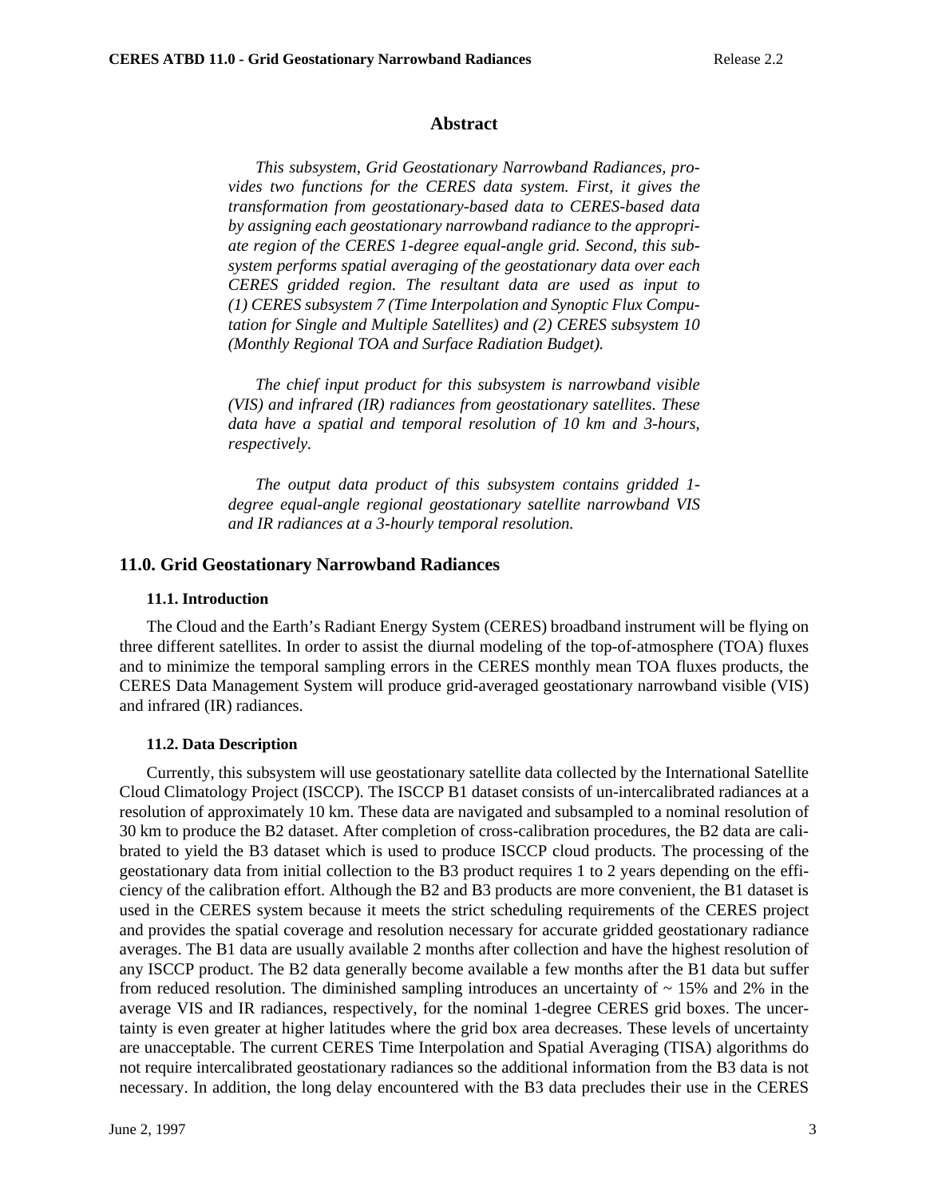## Abstract

*This subsystem, Grid Geostationary Narrowband Radiances, provides two functions for the CERES data system. First, it gives the transformation from geostationary-based data to CERES-based data by assigning each geostationary narrowband radiance to the appropriate region of the CERES 1-degree equal-angle grid. Second, this subsystem performs spatial averaging of the geostationary data over each CERES gridded region. The resultant data are used as input to (1) CERES subsystem 7 (Time Interpolation and Synoptic Flux Computation for Single and Multiple Satellites) and (2) CERES subsystem 10 (Monthly Regional TOA and Surface Radiation Budget).*

*The chief input product for this subsystem is narrowband visible (VIS) and infrared (IR) radiances from geostationary satellites. These data have a spatial and temporal resolution of 10 km and 3-hours, respectively.*

*The output data product of this subsystem contains gridded 1-degree equal-angle regional geostationary satellite narrowband VIS and IR radiances at a 3-hourly temporal resolution.*

# 11.0. Grid Geostationary Narrowband Radiances

### 11.1. Introduction

The Cloud and the Earth's Radiant Energy System (CERES) broadband instrument will be flying on three different satellites. In order to assist the diurnal modeling of the top-of-atmosphere (TOA) fluxes and to minimize the temporal sampling errors in the CERES monthly mean TOA fluxes products, the CERES Data Management System will produce grid-averaged geostationary narrowband visible (VIS) and infrared (IR) radiances.

### 11.2. Data Description

Currently, this subsystem will use geostationary satellite data collected by the International Satellite Cloud Climatology Project (ISCCP). The ISCCP B1 dataset consists of un-intercalibrated radiances at a resolution of approximately 10 km. These data are navigated and subsampled to a nominal resolution of 30 km to produce the B2 dataset. After completion of cross-calibration procedures, the B2 data are calibrated to yield the B3 dataset which is used to produce ISCCP cloud products. The processing of the geostationary data from initial collection to the B3 product requires 1 to 2 years depending on the efficiency of the calibration effort. Although the B2 and B3 products are more convenient, the B1 dataset is used in the CERES system because it meets the strict scheduling requirements of the CERES project and provides the spatial coverage and resolution necessary for accurate gridded geostationary radiance averages. The B1 data are usually available 2 months after collection and have the highest resolution of any ISCCP product. The B2 data generally become available a few months after the B1 data but suffer from reduced resolution. The diminished sampling introduces an uncertainty of ~ 15% and 2% in the average VIS and IR radiances, respectively, for the nominal 1-degree CERES grid boxes. The uncertainty is even greater at higher latitudes where the grid box area decreases. These levels of uncertainty are unacceptable. The current CERES Time Interpolation and Spatial Averaging (TISA) algorithms do not require intercalibrated geostationary radiances so the additional information from the B3 data is not necessary. In addition, the long delay encountered with the B3 data precludes their use in the CERES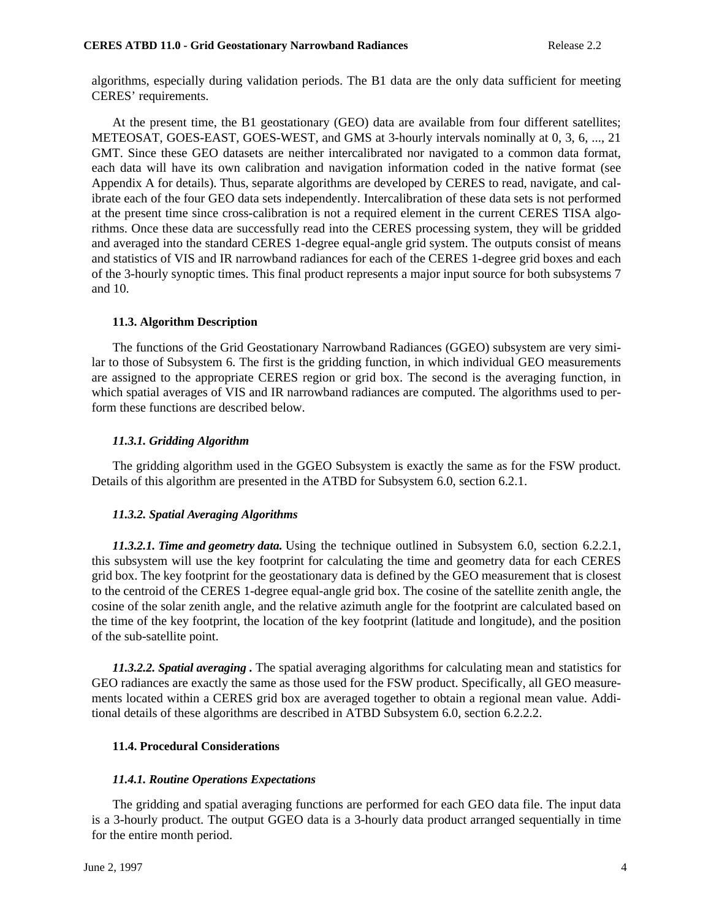algorithms, especially during validation periods. The B1 data are the only data sufficient for meeting CERES' requirements.

At the present time, the B1 geostationary (GEO) data are available from four different satellites; METEOSAT, GOES-EAST, GOES-WEST, and GMS at 3-hourly intervals nominally at 0, 3, 6, ..., 21 GMT. Since these GEO datasets are neither intercalibrated nor navigated to a common data format, each data will have its own calibration and navigation information coded in the native format (see Appendix A for details). Thus, separate algorithms are developed by CERES to read, navigate, and calibrate each of the four GEO data sets independently. Intercalibration of these data sets is not performed at the present time since cross-calibration is not a required element in the current CERES TISA algorithms. Once these data are successfully read into the CERES processing system, they will be gridded and averaged into the standard CERES 1-degree equal-angle grid system. The outputs consist of means and statistics of VIS and IR narrowband radiances for each of the CERES 1-degree grid boxes and each of the 3-hourly synoptic times. This final product represents a major input source for both subsystems 7 and 10.

### 11.3. Algorithm Description

The functions of the Grid Geostationary Narrowband Radiances (GGEO) subsystem are very similar to those of Subsystem 6. The first is the gridding function, in which individual GEO measurements are assigned to the appropriate CERES region or grid box. The second is the averaging function, in which spatial averages of VIS and IR narrowband radiances are computed. The algorithms used to perform these functions are described below.

#### *11.3.1. Gridding Algorithm*

The gridding algorithm used in the GGEO Subsystem is exactly the same as for the FSW product. Details of this algorithm are presented in the ATBD for Subsystem 6.0, section 6.2.1.

#### *11.3.2. Spatial Averaging Algorithms*

***11.3.2.1. Time and geometry data.*** Using the technique outlined in Subsystem 6.0, section 6.2.2.1, this subsystem will use the key footprint for calculating the time and geometry data for each CERES grid box. The key footprint for the geostationary data is defined by the GEO measurement that is closest to the centroid of the CERES 1-degree equal-angle grid box. The cosine of the satellite zenith angle, the cosine of the solar zenith angle, and the relative azimuth angle for the footprint are calculated based on the time of the key footprint, the location of the key footprint (latitude and longitude), and the position of the sub-satellite point.

***11.3.2.2. Spatial averaging .*** The spatial averaging algorithms for calculating mean and statistics for GEO radiances are exactly the same as those used for the FSW product. Specifically, all GEO measurements located within a CERES grid box are averaged together to obtain a regional mean value. Additional details of these algorithms are described in ATBD Subsystem 6.0, section 6.2.2.2.

### 11.4. Procedural Considerations

#### *11.4.1. Routine Operations Expectations*

The gridding and spatial averaging functions are performed for each GEO data file. The input data is a 3-hourly product. The output GGEO data is a 3-hourly data product arranged sequentially in time for the entire month period.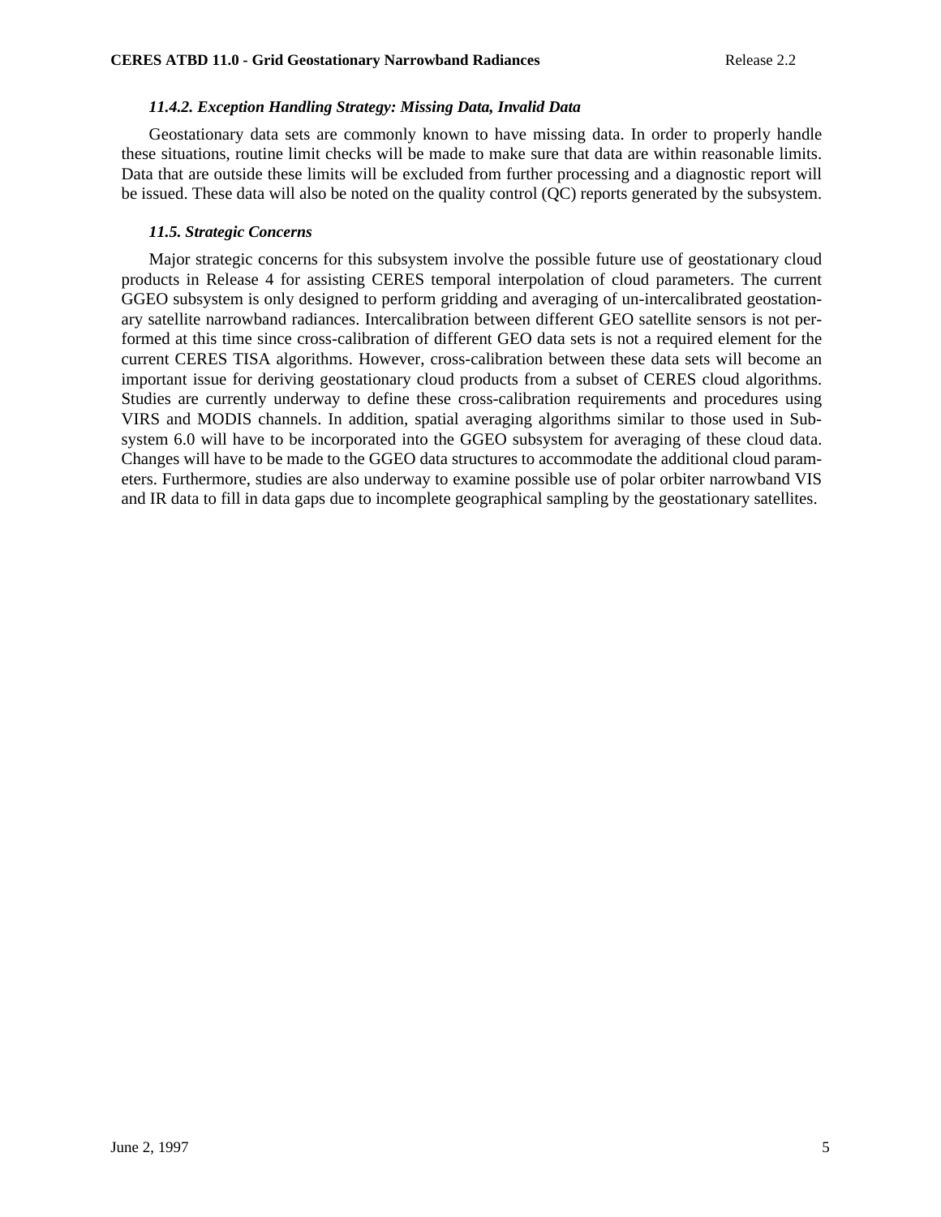#### *11.4.2. Exception Handling Strategy: Missing Data, Invalid Data*

Geostationary data sets are commonly known to have missing data. In order to properly handle these situations, routine limit checks will be made to make sure that data are within reasonable limits. Data that are outside these limits will be excluded from further processing and a diagnostic report will be issued. These data will also be noted on the quality control (QC) reports generated by the subsystem.

### *11.5. Strategic Concerns*

Major strategic concerns for this subsystem involve the possible future use of geostationary cloud products in Release 4 for assisting CERES temporal interpolation of cloud parameters. The current GGEO subsystem is only designed to perform gridding and averaging of un-intercalibrated geostationary satellite narrowband radiances. Intercalibration between different GEO satellite sensors is not performed at this time since cross-calibration of different GEO data sets is not a required element for the current CERES TISA algorithms. However, cross-calibration between these data sets will become an important issue for deriving geostationary cloud products from a subset of CERES cloud algorithms. Studies are currently underway to define these cross-calibration requirements and procedures using VIRS and MODIS channels. In addition, spatial averaging algorithms similar to those used in Subsystem 6.0 will have to be incorporated into the GGEO subsystem for averaging of these cloud data. Changes will have to be made to the GGEO data structures to accommodate the additional cloud parameters. Furthermore, studies are also underway to examine possible use of polar orbiter narrowband VIS and IR data to fill in data gaps due to incomplete geographical sampling by the geostationary satellites.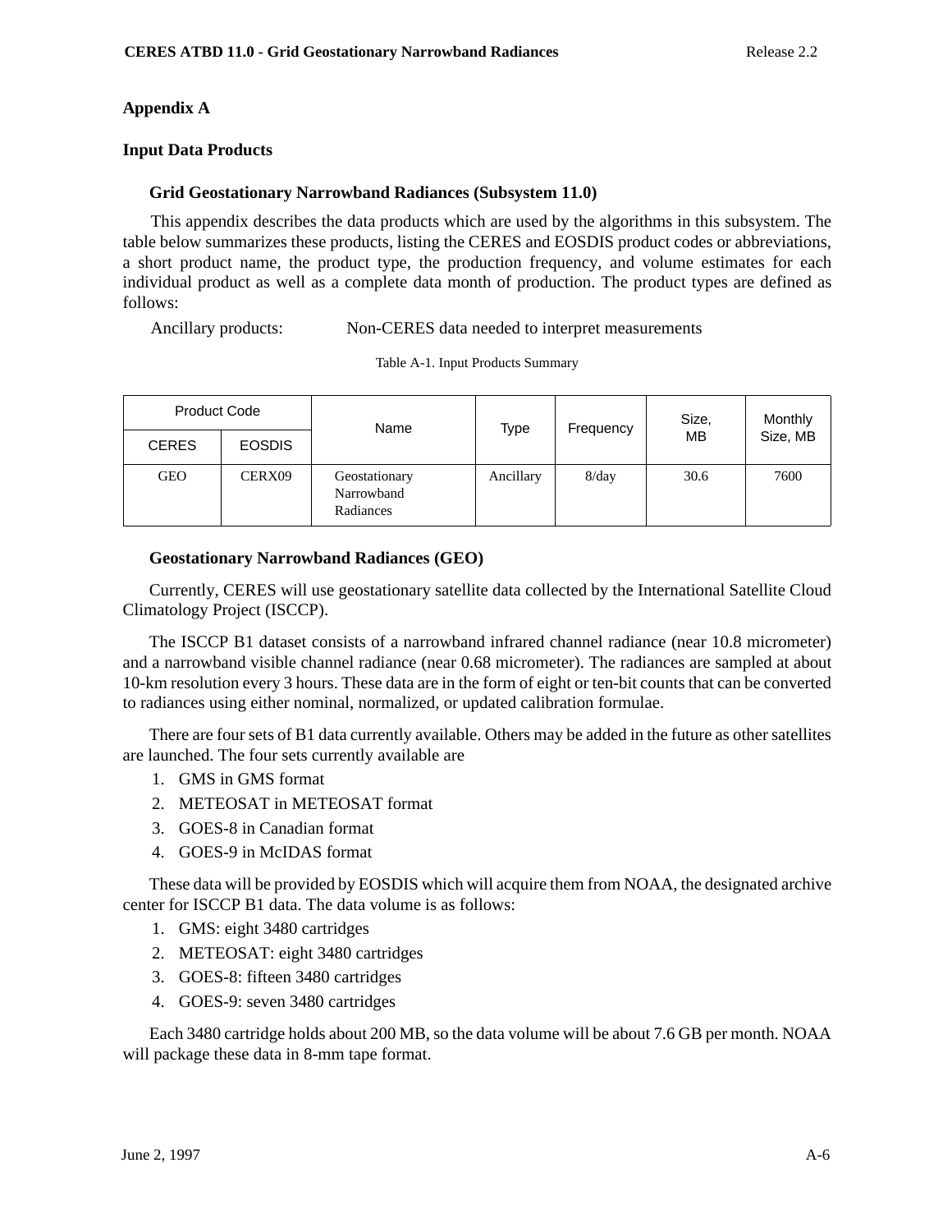## Appendix A

## Input Data Products

### Grid Geostationary Narrowband Radiances (Subsystem 11.0)

This appendix describes the data products which are used by the algorithms in this subsystem. The table below summarizes these products, listing the CERES and EOSDIS product codes or abbreviations, a short product name, the product type, the production frequency, and volume estimates for each individual product as well as a complete data month of production. The product types are defined as follows:

Ancillary products: Non-CERES data needed to interpret measurements

Table A-1. Input Products Summary

| Product Code | | Name | Type | Frequency | Size, MB | Monthly Size, MB |
|---|---|---|---|---|---|---|
| CERES | EOSDIS | | | | | |
| GEO | CERX09 | Geostationary Narrowband Radiances | Ancillary | 8/day | 30.6 | 7600 |

### Geostationary Narrowband Radiances (GEO)

Currently, CERES will use geostationary satellite data collected by the International Satellite Cloud Climatology Project (ISCCP).

The ISCCP B1 dataset consists of a narrowband infrared channel radiance (near 10.8 micrometer) and a narrowband visible channel radiance (near 0.68 micrometer). The radiances are sampled at about 10-km resolution every 3 hours. These data are in the form of eight or ten-bit counts that can be converted to radiances using either nominal, normalized, or updated calibration formulae.

There are four sets of B1 data currently available. Others may be added in the future as other satellites are launched. The four sets currently available are

1. GMS in GMS format
2. METEOSAT in METEOSAT format
3. GOES-8 in Canadian format
4. GOES-9 in McIDAS format

These data will be provided by EOSDIS which will acquire them from NOAA, the designated archive center for ISCCP B1 data. The data volume is as follows:

1. GMS: eight 3480 cartridges
2. METEOSAT: eight 3480 cartridges
3. GOES-8: fifteen 3480 cartridges
4. GOES-9: seven 3480 cartridges

Each 3480 cartridge holds about 200 MB, so the data volume will be about 7.6 GB per month. NOAA will package these data in 8-mm tape format.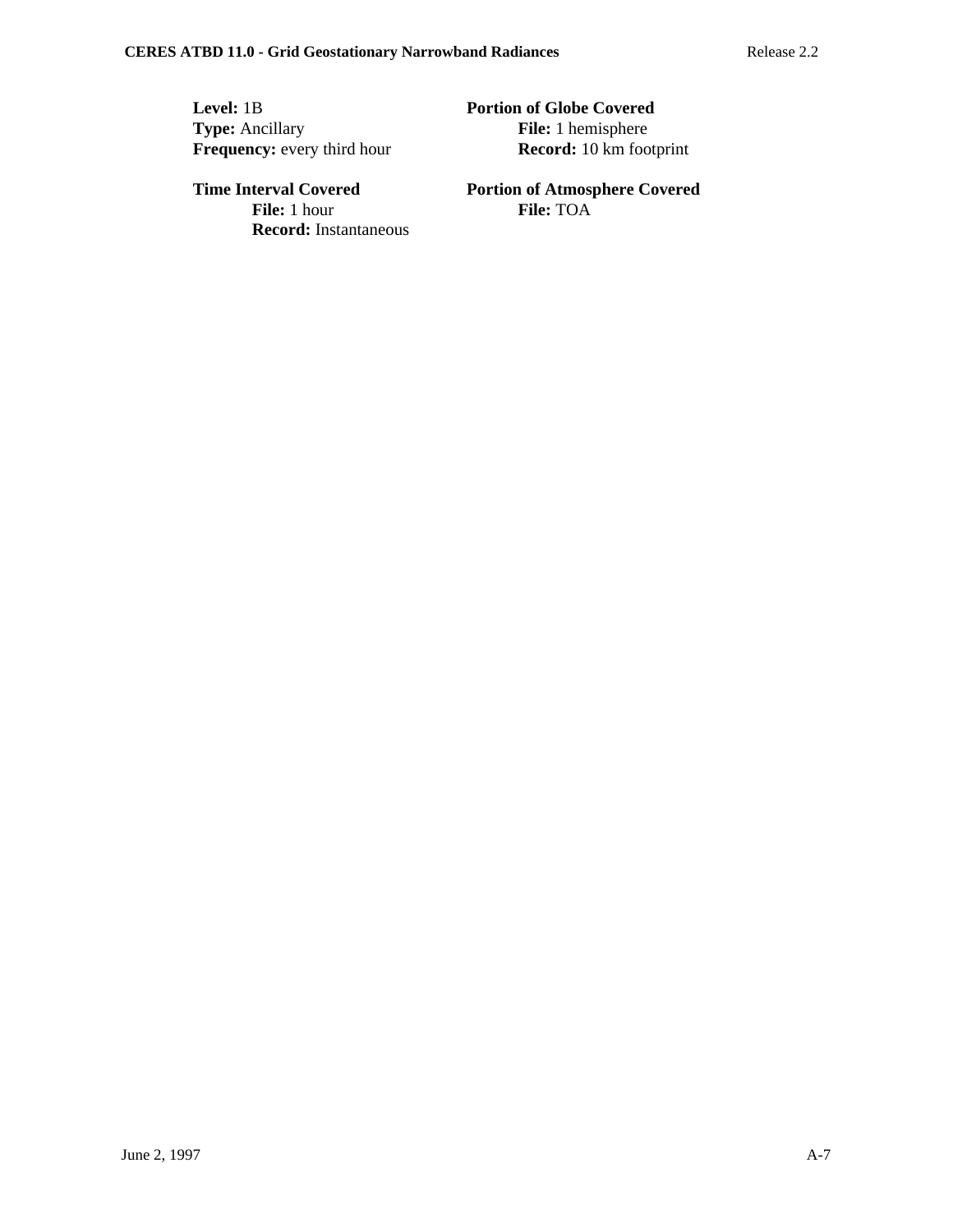**Level:** 1B
**Type:** Ancillary
**Frequency:** every third hour

**Time Interval Covered**
- **File:** 1 hour
- **Record:** Instantaneous

**Portion of Globe Covered**
- **File:** 1 hemisphere
- **Record:** 10 km footprint

**Portion of Atmosphere Covered**
- **File:** TOA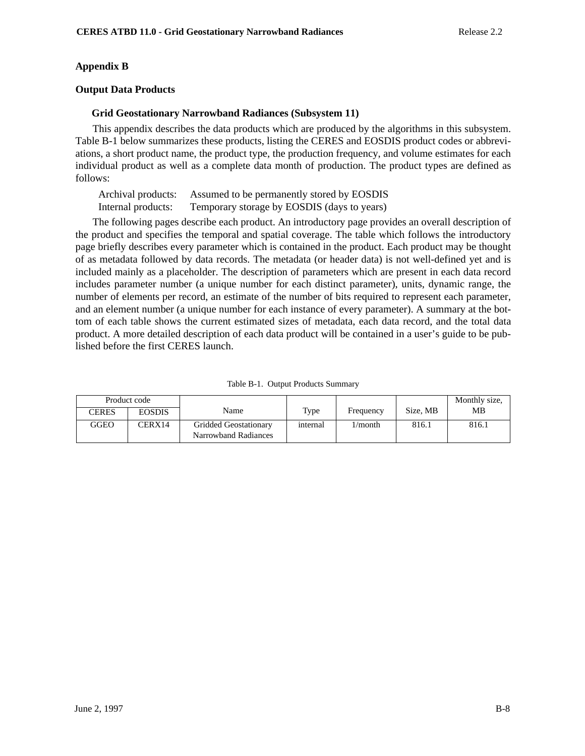## Appendix B

## Output Data Products

### Grid Geostationary Narrowband Radiances (Subsystem 11)

This appendix describes the data products which are produced by the algorithms in this subsystem. Table B-1 below summarizes these products, listing the CERES and EOSDIS product codes or abbreviations, a short product name, the product type, the production frequency, and volume estimates for each individual product as well as a complete data month of production. The product types are defined as follows:

Archival products: Assumed to be permanently stored by EOSDIS
Internal products: Temporary storage by EOSDIS (days to years)

The following pages describe each product. An introductory page provides an overall description of the product and specifies the temporal and spatial coverage. The table which follows the introductory page briefly describes every parameter which is contained in the product. Each product may be thought of as metadata followed by data records. The metadata (or header data) is not well-defined yet and is included mainly as a placeholder. The description of parameters which are present in each data record includes parameter number (a unique number for each distinct parameter), units, dynamic range, the number of elements per record, an estimate of the number of bits required to represent each parameter, and an element number (a unique number for each instance of every parameter). A summary at the bottom of each table shows the current estimated sizes of metadata, each data record, and the total data product. A more detailed description of each data product will be contained in a user's guide to be published before the first CERES launch.

Table B-1. Output Products Summary

| Product code | | Name | Type | Frequency | Size, MB | Monthly size, MB |
|---|---|---|---|---|---|---|
| CERES | EOSDIS | | | | | |
| GGEO | CERX14 | Gridded Geostationary Narrowband Radiances | internal | 1/month | 816.1 | 816.1 |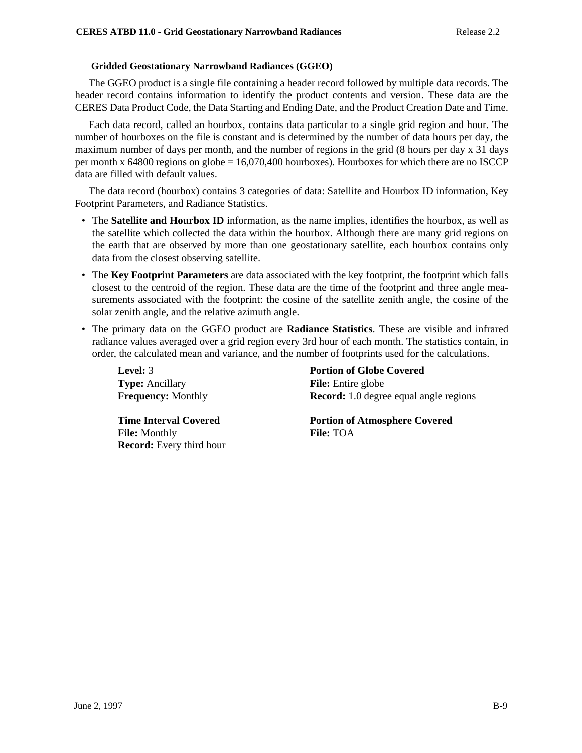### Gridded Geostationary Narrowband Radiances (GGEO)

The GGEO product is a single file containing a header record followed by multiple data records. The header record contains information to identify the product contents and version. These data are the CERES Data Product Code, the Data Starting and Ending Date, and the Product Creation Date and Time.

Each data record, called an hourbox, contains data particular to a single grid region and hour. The number of hourboxes on the file is constant and is determined by the number of data hours per day, the maximum number of days per month, and the number of regions in the grid (8 hours per day x 31 days per month x 64800 regions on globe = 16,070,400 hourboxes). Hourboxes for which there are no ISCCP data are filled with default values.

The data record (hourbox) contains 3 categories of data: Satellite and Hourbox ID information, Key Footprint Parameters, and Radiance Statistics.

- The **Satellite and Hourbox ID** information, as the name implies, identifies the hourbox, as well as the satellite which collected the data within the hourbox. Although there are many grid regions on the earth that are observed by more than one geostationary satellite, each hourbox contains only data from the closest observing satellite.
- The **Key Footprint Parameters** are data associated with the key footprint, the footprint which falls closest to the centroid of the region. These data are the time of the footprint and three angle measurements associated with the footprint: the cosine of the satellite zenith angle, the cosine of the solar zenith angle, and the relative azimuth angle.
- The primary data on the GGEO product are **Radiance Statistics**. These are visible and infrared radiance values averaged over a grid region every 3rd hour of each month. The statistics contain, in order, the calculated mean and variance, and the number of footprints used for the calculations.

**Level:** 3
**Type:** Ancillary
**Frequency:** Monthly

**Time Interval Covered**
**File:** Monthly
**Record:** Every third hour

**Portion of Globe Covered**
**File:** Entire globe
**Record:** 1.0 degree equal angle regions

**Portion of Atmosphere Covered**
**File:** TOA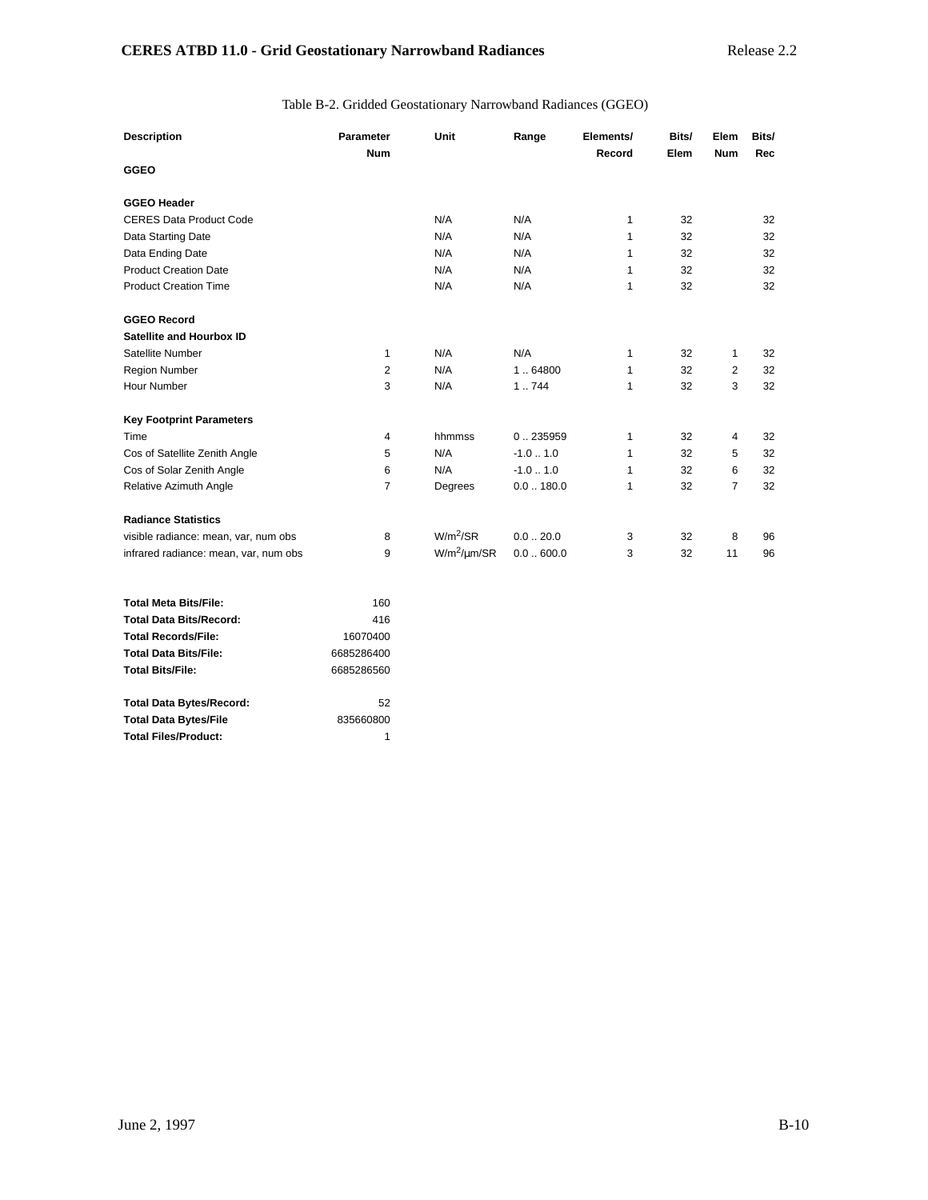Table B-2. Gridded Geostationary Narrowband Radiances (GGEO)

| Description | Parameter Num | Unit | Range | Elements/ Record | Bits/ Elem | Elem Num | Bits/ Rec |
|---|---|---|---|---|---|---|---|
| **GGEO** | | | | | | | |
| | | | | | | | |
| **GGEO Header** | | | | | | | |
| CERES Data Product Code | | N/A | N/A | 1 | 32 | | 32 |
| Data Starting Date | | N/A | N/A | 1 | 32 | | 32 |
| Data Ending Date | | N/A | N/A | 1 | 32 | | 32 |
| Product Creation Date | | N/A | N/A | 1 | 32 | | 32 |
| Product Creation Time | | N/A | N/A | 1 | 32 | | 32 |
| | | | | | | | |
| **GGEO Record** | | | | | | | |
| **Satellite and Hourbox ID** | | | | | | | |
| Satellite Number | 1 | N/A | N/A | 1 | 32 | 1 | 32 |
| Region Number | 2 | N/A | 1 .. 64800 | 1 | 32 | 2 | 32 |
| Hour Number | 3 | N/A | 1 .. 744 | 1 | 32 | 3 | 32 |
| | | | | | | | |
| **Key Footprint Parameters** | | | | | | | |
| Time | 4 | hhmmss | 0 .. 235959 | 1 | 32 | 4 | 32 |
| Cos of Satellite Zenith Angle | 5 | N/A | -1.0 .. 1.0 | 1 | 32 | 5 | 32 |
| Cos of Solar Zenith Angle | 6 | N/A | -1.0 .. 1.0 | 1 | 32 | 6 | 32 |
| Relative Azimuth Angle | 7 | Degrees | 0.0 .. 180.0 | 1 | 32 | 7 | 32 |
| | | | | | | | |
| **Radiance Statistics** | | | | | | | |
| visible radiance: mean, var, num obs | 8 | $W/m^2/SR$ | 0.0 .. 20.0 | 3 | 32 | 8 | 96 |
| infrared radiance: mean, var, num obs | 9 | $W/m^2/\mu m/SR$ | 0.0 .. 600.0 | 3 | 32 | 11 | 96 |

| | |
|---|---|
| **Total Meta Bits/File:** | 160 |
| **Total Data Bits/Record:** | 416 |
| **Total Records/File:** | 16070400 |
| **Total Data Bits/File:** | 6685286400 |
| **Total Bits/File:** | 6685286560 |
| | |
| **Total Data Bytes/Record:** | 52 |
| **Total Data Bytes/File** | 835660800 |
| **Total Files/Product:** | 1 |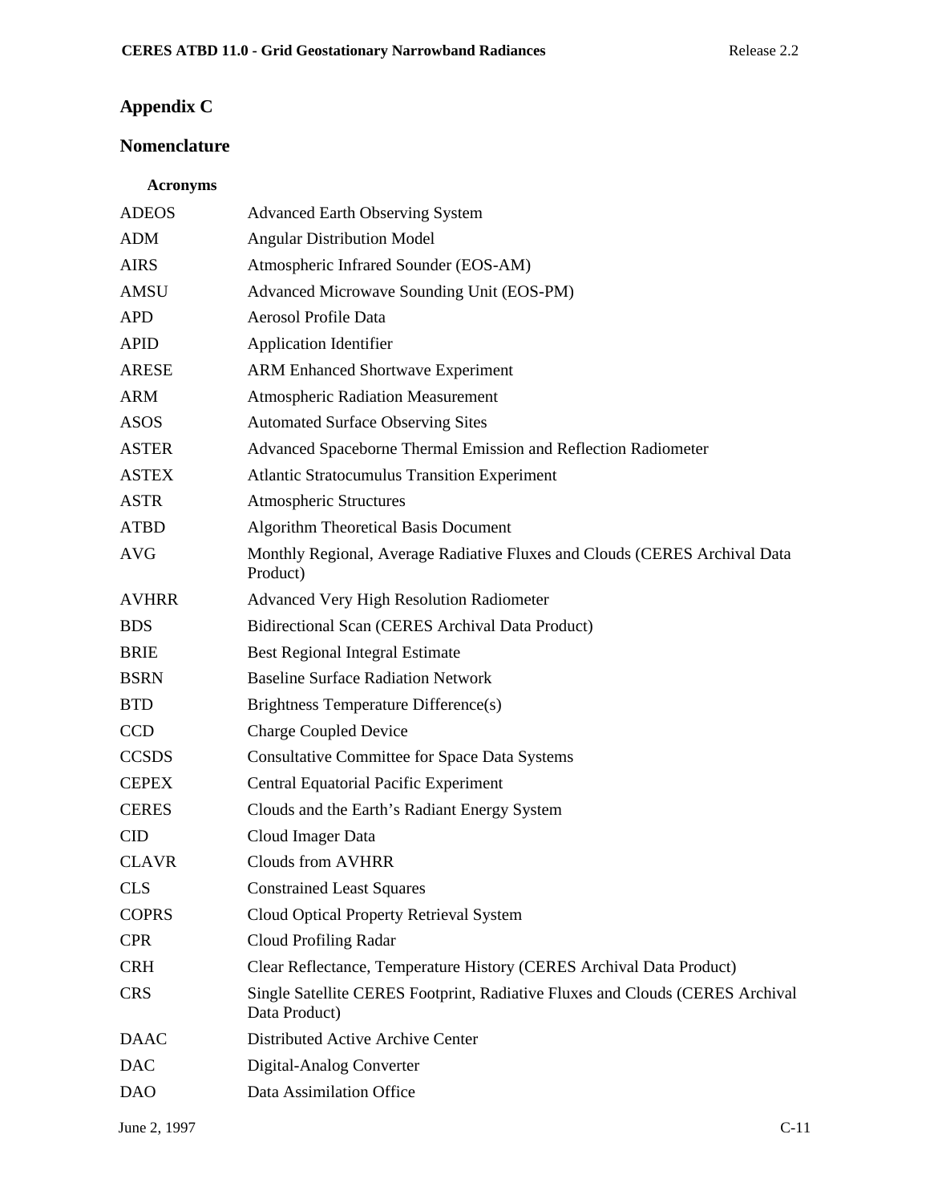## Appendix C

## Nomenclature

### Acronyms

| | |
|---|---|
| ADEOS | Advanced Earth Observing System |
| ADM | Angular Distribution Model |
| AIRS | Atmospheric Infrared Sounder (EOS-AM) |
| AMSU | Advanced Microwave Sounding Unit (EOS-PM) |
| APD | Aerosol Profile Data |
| APID | Application Identifier |
| ARESE | ARM Enhanced Shortwave Experiment |
| ARM | Atmospheric Radiation Measurement |
| ASOS | Automated Surface Observing Sites |
| ASTER | Advanced Spaceborne Thermal Emission and Reflection Radiometer |
| ASTEX | Atlantic Stratocumulus Transition Experiment |
| ASTR | Atmospheric Structures |
| ATBD | Algorithm Theoretical Basis Document |
| AVG | Monthly Regional, Average Radiative Fluxes and Clouds (CERES Archival Data Product) |
| AVHRR | Advanced Very High Resolution Radiometer |
| BDS | Bidirectional Scan (CERES Archival Data Product) |
| BRIE | Best Regional Integral Estimate |
| BSRN | Baseline Surface Radiation Network |
| BTD | Brightness Temperature Difference(s) |
| CCD | Charge Coupled Device |
| CCSDS | Consultative Committee for Space Data Systems |
| CEPEX | Central Equatorial Pacific Experiment |
| CERES | Clouds and the Earth's Radiant Energy System |
| CID | Cloud Imager Data |
| CLAVR | Clouds from AVHRR |
| CLS | Constrained Least Squares |
| COPRS | Cloud Optical Property Retrieval System |
| CPR | Cloud Profiling Radar |
| CRH | Clear Reflectance, Temperature History (CERES Archival Data Product) |
| CRS | Single Satellite CERES Footprint, Radiative Fluxes and Clouds (CERES Archival Data Product) |
| DAAC | Distributed Active Archive Center |
| DAC | Digital-Analog Converter |
| DAO | Data Assimilation Office |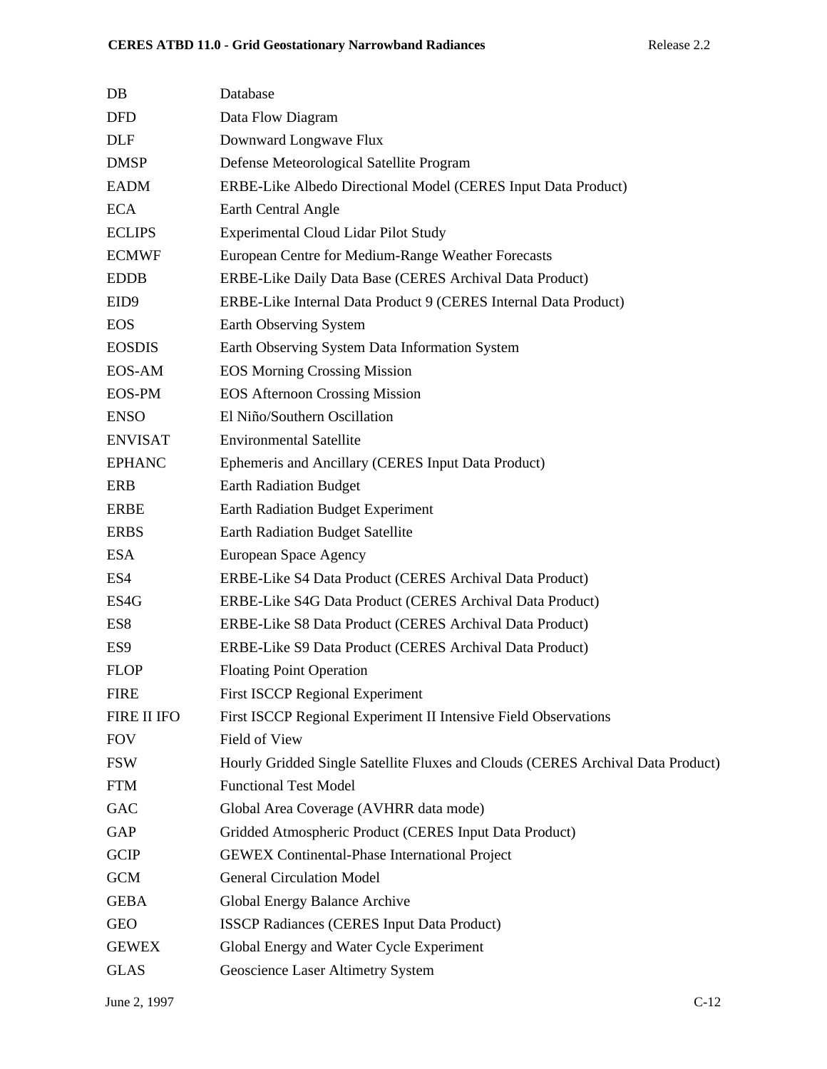| | |
|---|---|
| DB | Database |
| DFD | Data Flow Diagram |
| DLF | Downward Longwave Flux |
| DMSP | Defense Meteorological Satellite Program |
| EADM | ERBE-Like Albedo Directional Model (CERES Input Data Product) |
| ECA | Earth Central Angle |
| ECLIPS | Experimental Cloud Lidar Pilot Study |
| ECMWF | European Centre for Medium-Range Weather Forecasts |
| EDDB | ERBE-Like Daily Data Base (CERES Archival Data Product) |
| EID9 | ERBE-Like Internal Data Product 9 (CERES Internal Data Product) |
| EOS | Earth Observing System |
| EOSDIS | Earth Observing System Data Information System |
| EOS-AM | EOS Morning Crossing Mission |
| EOS-PM | EOS Afternoon Crossing Mission |
| ENSO | El Niño/Southern Oscillation |
| ENVISAT | Environmental Satellite |
| EPHANC | Ephemeris and Ancillary (CERES Input Data Product) |
| ERB | Earth Radiation Budget |
| ERBE | Earth Radiation Budget Experiment |
| ERBS | Earth Radiation Budget Satellite |
| ESA | European Space Agency |
| ES4 | ERBE-Like S4 Data Product (CERES Archival Data Product) |
| ES4G | ERBE-Like S4G Data Product (CERES Archival Data Product) |
| ES8 | ERBE-Like S8 Data Product (CERES Archival Data Product) |
| ES9 | ERBE-Like S9 Data Product (CERES Archival Data Product) |
| FLOP | Floating Point Operation |
| FIRE | First ISCCP Regional Experiment |
| FIRE II IFO | First ISCCP Regional Experiment II Intensive Field Observations |
| FOV | Field of View |
| FSW | Hourly Gridded Single Satellite Fluxes and Clouds (CERES Archival Data Product) |
| FTM | Functional Test Model |
| GAC | Global Area Coverage (AVHRR data mode) |
| GAP | Gridded Atmospheric Product (CERES Input Data Product) |
| GCIP | GEWEX Continental-Phase International Project |
| GCM | General Circulation Model |
| GEBA | Global Energy Balance Archive |
| GEO | ISSCP Radiances (CERES Input Data Product) |
| GEWEX | Global Energy and Water Cycle Experiment |
| GLAS | Geoscience Laser Altimetry System |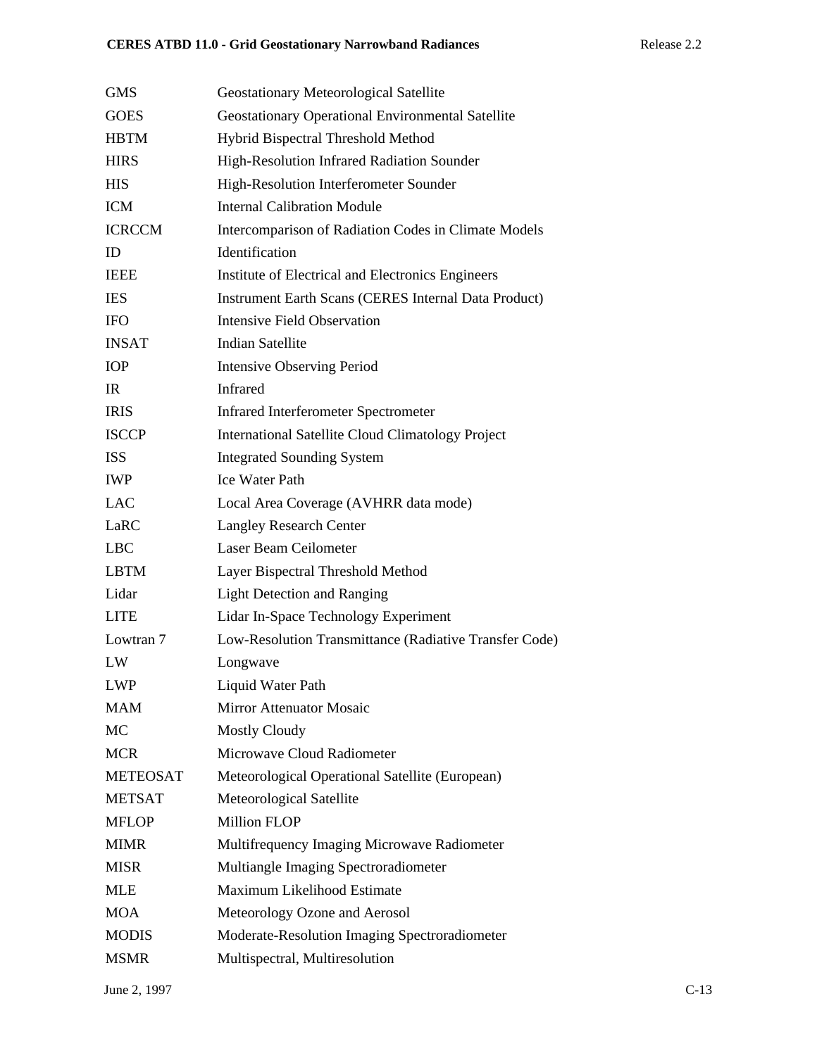| | |
|---|---|
| GMS | Geostationary Meteorological Satellite |
| GOES | Geostationary Operational Environmental Satellite |
| HBTM | Hybrid Bispectral Threshold Method |
| HIRS | High-Resolution Infrared Radiation Sounder |
| HIS | High-Resolution Interferometer Sounder |
| ICM | Internal Calibration Module |
| ICRCCM | Intercomparison of Radiation Codes in Climate Models |
| ID | Identification |
| IEEE | Institute of Electrical and Electronics Engineers |
| IES | Instrument Earth Scans (CERES Internal Data Product) |
| IFO | Intensive Field Observation |
| INSAT | Indian Satellite |
| IOP | Intensive Observing Period |
| IR | Infrared |
| IRIS | Infrared Interferometer Spectrometer |
| ISCCP | International Satellite Cloud Climatology Project |
| ISS | Integrated Sounding System |
| IWP | Ice Water Path |
| LAC | Local Area Coverage (AVHRR data mode) |
| LaRC | Langley Research Center |
| LBC | Laser Beam Ceilometer |
| LBTM | Layer Bispectral Threshold Method |
| Lidar | Light Detection and Ranging |
| LITE | Lidar In-Space Technology Experiment |
| Lowtran 7 | Low-Resolution Transmittance (Radiative Transfer Code) |
| LW | Longwave |
| LWP | Liquid Water Path |
| MAM | Mirror Attenuator Mosaic |
| MC | Mostly Cloudy |
| MCR | Microwave Cloud Radiometer |
| METEOSAT | Meteorological Operational Satellite (European) |
| METSAT | Meteorological Satellite |
| MFLOP | Million FLOP |
| MIMR | Multifrequency Imaging Microwave Radiometer |
| MISR | Multiangle Imaging Spectroradiometer |
| MLE | Maximum Likelihood Estimate |
| MOA | Meteorology Ozone and Aerosol |
| MODIS | Moderate-Resolution Imaging Spectroradiometer |
| MSMR | Multispectral, Multiresolution |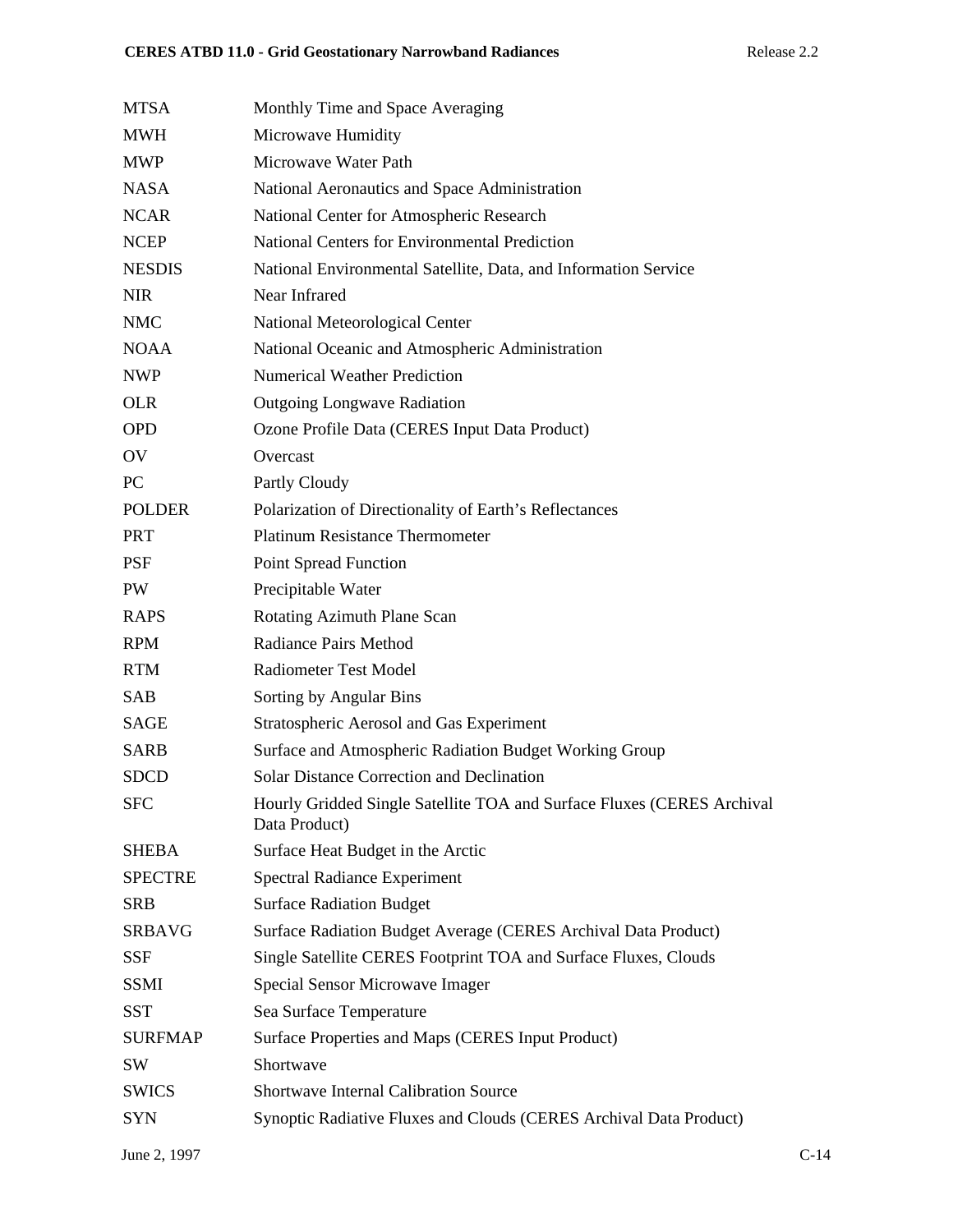| | |
|---|---|
| MTSA | Monthly Time and Space Averaging |
| MWH | Microwave Humidity |
| MWP | Microwave Water Path |
| NASA | National Aeronautics and Space Administration |
| NCAR | National Center for Atmospheric Research |
| NCEP | National Centers for Environmental Prediction |
| NESDIS | National Environmental Satellite, Data, and Information Service |
| NIR | Near Infrared |
| NMC | National Meteorological Center |
| NOAA | National Oceanic and Atmospheric Administration |
| NWP | Numerical Weather Prediction |
| OLR | Outgoing Longwave Radiation |
| OPD | Ozone Profile Data (CERES Input Data Product) |
| OV | Overcast |
| PC | Partly Cloudy |
| POLDER | Polarization of Directionality of Earth's Reflectances |
| PRT | Platinum Resistance Thermometer |
| PSF | Point Spread Function |
| PW | Precipitable Water |
| RAPS | Rotating Azimuth Plane Scan |
| RPM | Radiance Pairs Method |
| RTM | Radiometer Test Model |
| SAB | Sorting by Angular Bins |
| SAGE | Stratospheric Aerosol and Gas Experiment |
| SARB | Surface and Atmospheric Radiation Budget Working Group |
| SDCD | Solar Distance Correction and Declination |
| SFC | Hourly Gridded Single Satellite TOA and Surface Fluxes (CERES Archival Data Product) |
| SHEBA | Surface Heat Budget in the Arctic |
| SPECTRE | Spectral Radiance Experiment |
| SRB | Surface Radiation Budget |
| SRBAVG | Surface Radiation Budget Average (CERES Archival Data Product) |
| SSF | Single Satellite CERES Footprint TOA and Surface Fluxes, Clouds |
| SSMI | Special Sensor Microwave Imager |
| SST | Sea Surface Temperature |
| SURFMAP | Surface Properties and Maps (CERES Input Product) |
| SW | Shortwave |
| SWICS | Shortwave Internal Calibration Source |
| SYN | Synoptic Radiative Fluxes and Clouds (CERES Archival Data Product) |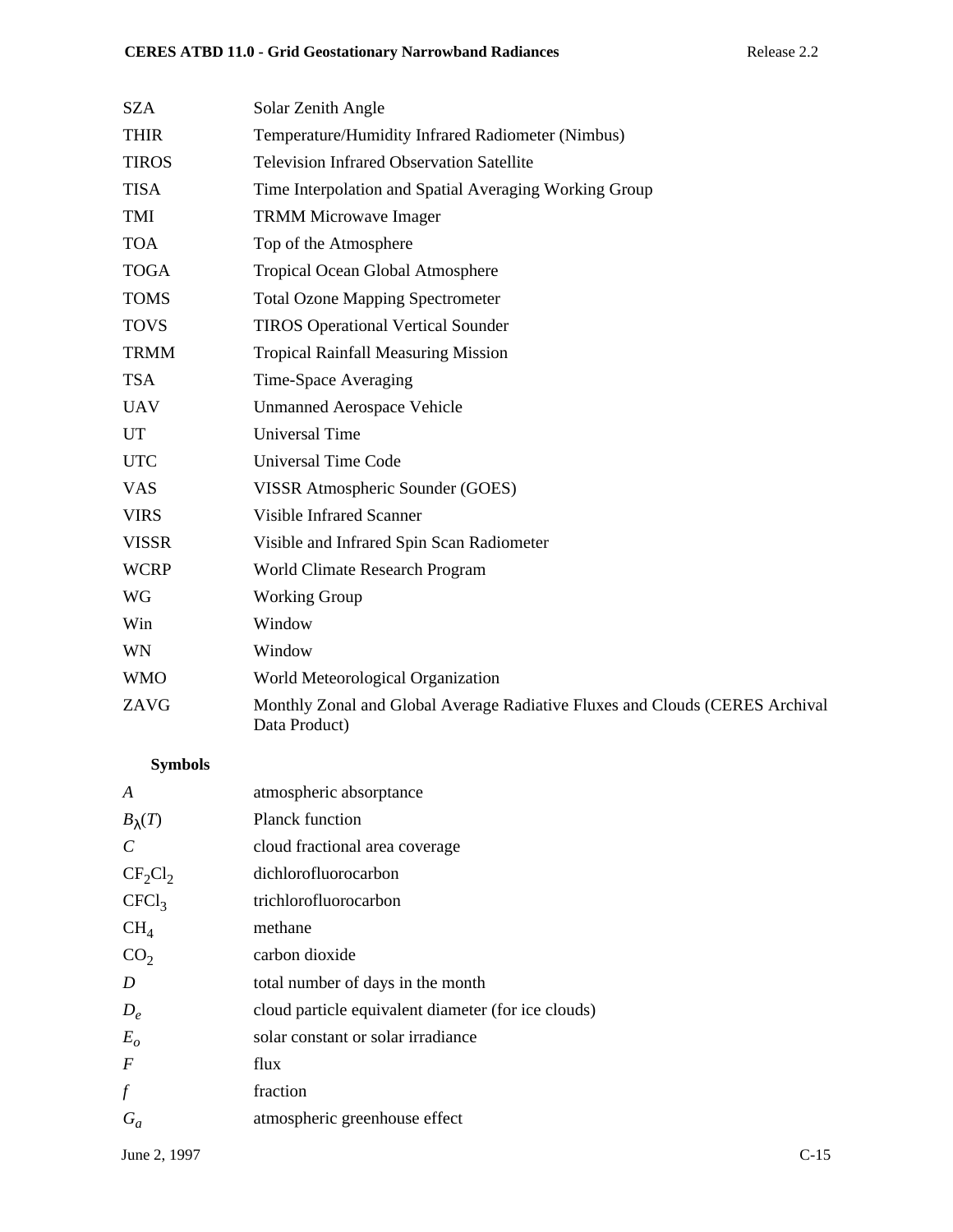| | |
|---|---|
| SZA | Solar Zenith Angle |
| THIR | Temperature/Humidity Infrared Radiometer (Nimbus) |
| TIROS | Television Infrared Observation Satellite |
| TISA | Time Interpolation and Spatial Averaging Working Group |
| TMI | TRMM Microwave Imager |
| TOA | Top of the Atmosphere |
| TOGA | Tropical Ocean Global Atmosphere |
| TOMS | Total Ozone Mapping Spectrometer |
| TOVS | TIROS Operational Vertical Sounder |
| TRMM | Tropical Rainfall Measuring Mission |
| TSA | Time-Space Averaging |
| UAV | Unmanned Aerospace Vehicle |
| UT | Universal Time |
| UTC | Universal Time Code |
| VAS | VISSR Atmospheric Sounder (GOES) |
| VIRS | Visible Infrared Scanner |
| VISSR | Visible and Infrared Spin Scan Radiometer |
| WCRP | World Climate Research Program |
| WG | Working Group |
| Win | Window |
| WN | Window |
| WMO | World Meteorological Organization |
| ZAVG | Monthly Zonal and Global Average Radiative Fluxes and Clouds (CERES Archival Data Product) |

**Symbols**

| | |
|---|---|
| $A$ | atmospheric absorptance |
| $B_\lambda(T)$ | Planck function |
| $C$ | cloud fractional area coverage |
| $CF_2Cl_2$ | dichlorofluorocarbon |
| $CFCl_3$ | trichlorofluorocarbon |
| $CH_4$ | methane |
| $CO_2$ | carbon dioxide |
| $D$ | total number of days in the month |
| $D_e$ | cloud particle equivalent diameter (for ice clouds) |
| $E_o$ | solar constant or solar irradiance |
| $F$ | flux |
| $f$ | fraction |
| $G_a$ | atmospheric greenhouse effect |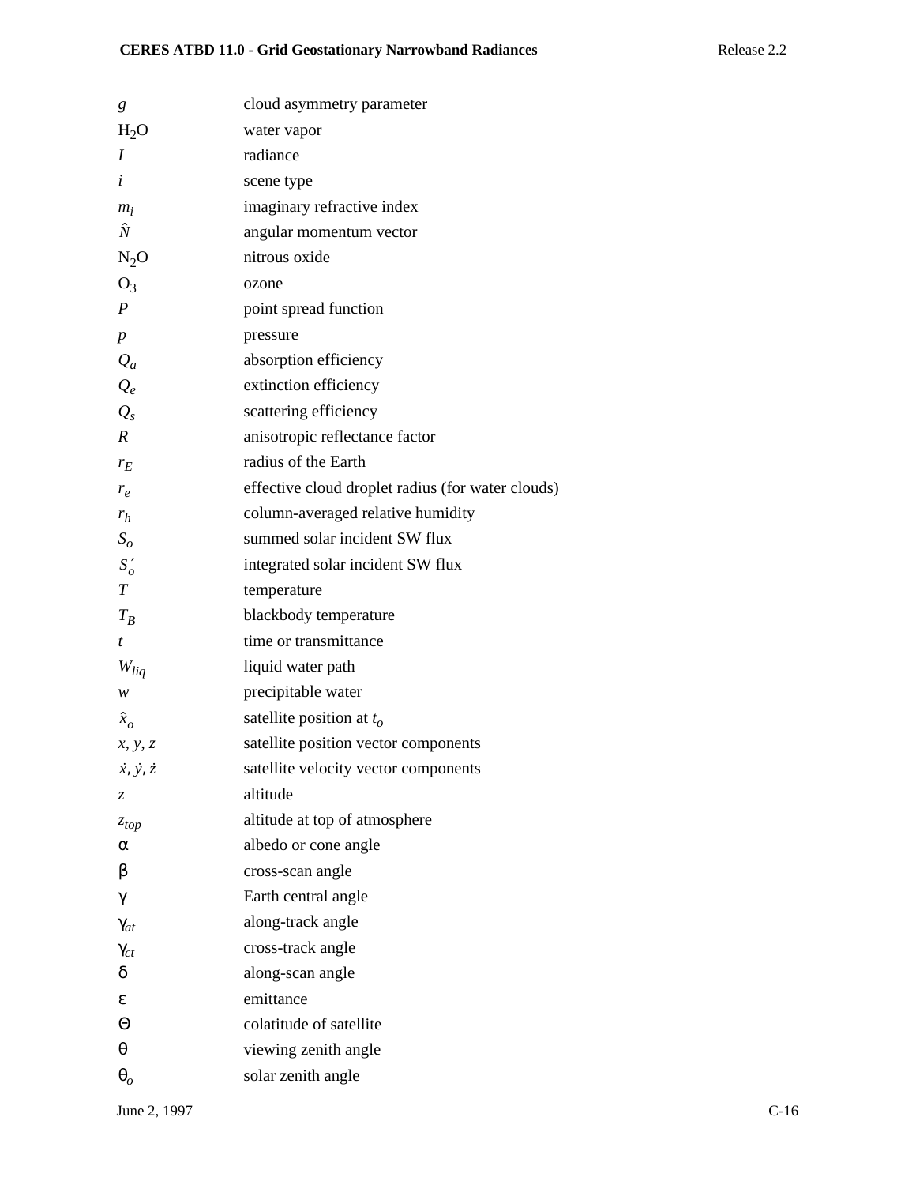| | |
|---|---|
| $g$ | cloud asymmetry parameter |
| $H_2O$ | water vapor |
| $I$ | radiance |
| $i$ | scene type |
| $m_i$ | imaginary refractive index |
| $\hat{N}$ | angular momentum vector |
| $N_2O$ | nitrous oxide |
| $O_3$ | ozone |
| $P$ | point spread function |
| $p$ | pressure |
| $Q_a$ | absorption efficiency |
| $Q_e$ | extinction efficiency |
| $Q_s$ | scattering efficiency |
| $R$ | anisotropic reflectance factor |
| $r_E$ | radius of the Earth |
| $r_e$ | effective cloud droplet radius (for water clouds) |
| $r_h$ | column-averaged relative humidity |
| $S_o$ | summed solar incident SW flux |
| $S_o'$ | integrated solar incident SW flux |
| $T$ | temperature |
| $T_B$ | blackbody temperature |
| $t$ | time or transmittance |
| $W_{liq}$ | liquid water path |
| $w$ | precipitable water |
| $\hat{x}_o$ | satellite position at $t_o$ |
| $x, y, z$ | satellite position vector components |
| $\dot{x}, \dot{y}, \dot{z}$ | satellite velocity vector components |
| $z$ | altitude |
| $z_{top}$ | altitude at top of atmosphere |
| $\alpha$ | albedo or cone angle |
| $\beta$ | cross-scan angle |
| $\gamma$ | Earth central angle |
| $\gamma_{at}$ | along-track angle |
| $\gamma_{ct}$ | cross-track angle |
| $\delta$ | along-scan angle |
| $\varepsilon$ | emittance |
| $\Theta$ | colatitude of satellite |
| $\theta$ | viewing zenith angle |
| $\theta_o$ | solar zenith angle |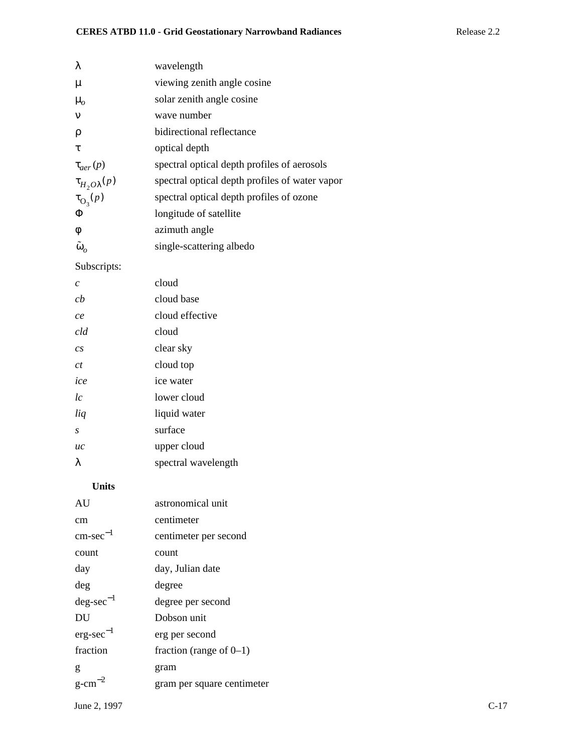| | |
|---|---|
| $\lambda$ | wavelength |
| $\mu$ | viewing zenith angle cosine |
| $\mu_o$ | solar zenith angle cosine |
| $\nu$ | wave number |
| $\rho$ | bidirectional reflectance |
| $\tau$ | optical depth |
| $\tau_{aer}(p)$ | spectral optical depth profiles of aerosols |
| $\tau_{H_2O\lambda}(p)$ | spectral optical depth profiles of water vapor |
| $\tau_{O_3}(p)$ | spectral optical depth profiles of ozone |
| $\Phi$ | longitude of satellite |
| $\phi$ | azimuth angle |
| $\tilde{\omega}_o$ | single-scattering albedo |

Subscripts:

| | |
|---|---|
| *c* | cloud |
| *cb* | cloud base |
| *ce* | cloud effective |
| *cld* | cloud |
| *cs* | clear sky |
| *ct* | cloud top |
| *ice* | ice water |
| *lc* | lower cloud |
| *liq* | liquid water |
| *s* | surface |
| *uc* | upper cloud |
| $\lambda$ | spectral wavelength |

**Units**

| | |
|---|---|
| AU | astronomical unit |
| cm | centimeter |
| cm-sec$^{-1}$ | centimeter per second |
| count | count |
| day | day, Julian date |
| deg | degree |
| deg-sec$^{-1}$ | degree per second |
| DU | Dobson unit |
| erg-sec$^{-1}$ | erg per second |
| fraction | fraction (range of 0–1) |
| g | gram |
| g-cm$^{-2}$ | gram per square centimeter |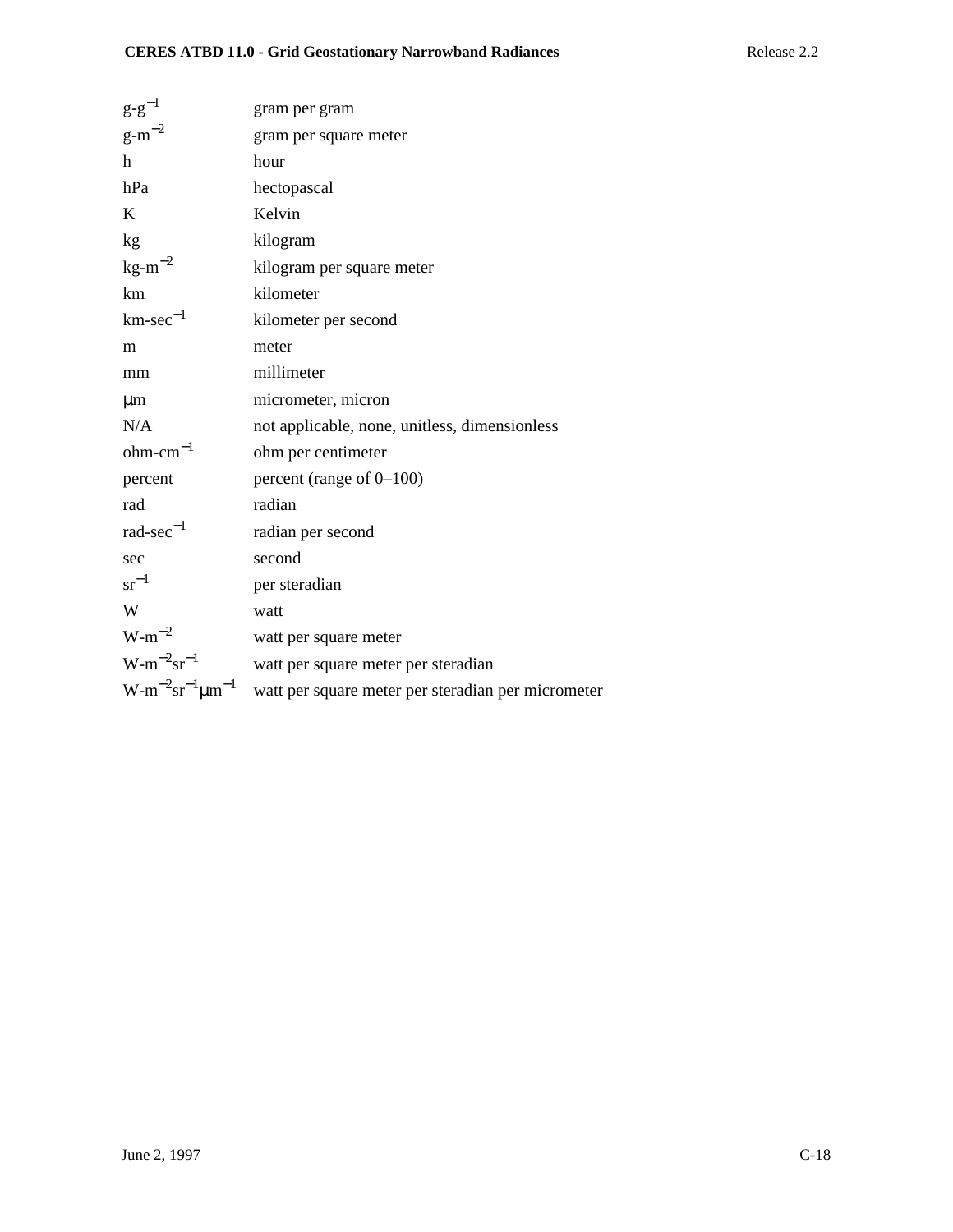| | |
|---|---|
| g-g$^{-1}$ | gram per gram |
| g-m$^{-2}$ | gram per square meter |
| h | hour |
| hPa | hectopascal |
| K | Kelvin |
| kg | kilogram |
| kg-m$^{-2}$ | kilogram per square meter |
| km | kilometer |
| km-sec$^{-1}$ | kilometer per second |
| m | meter |
| mm | millimeter |
| μm | micrometer, micron |
| N/A | not applicable, none, unitless, dimensionless |
| ohm-cm$^{-1}$ | ohm per centimeter |
| percent | percent (range of 0–100) |
| rad | radian |
| rad-sec$^{-1}$ | radian per second |
| sec | second |
| sr$^{-1}$ | per steradian |
| W | watt |
| W-m$^{-2}$ | watt per square meter |
| W-m$^{-2}$sr$^{-1}$ | watt per square meter per steradian |
| W-m$^{-2}$sr$^{-1}$μm$^{-1}$ | watt per square meter per steradian per micrometer |